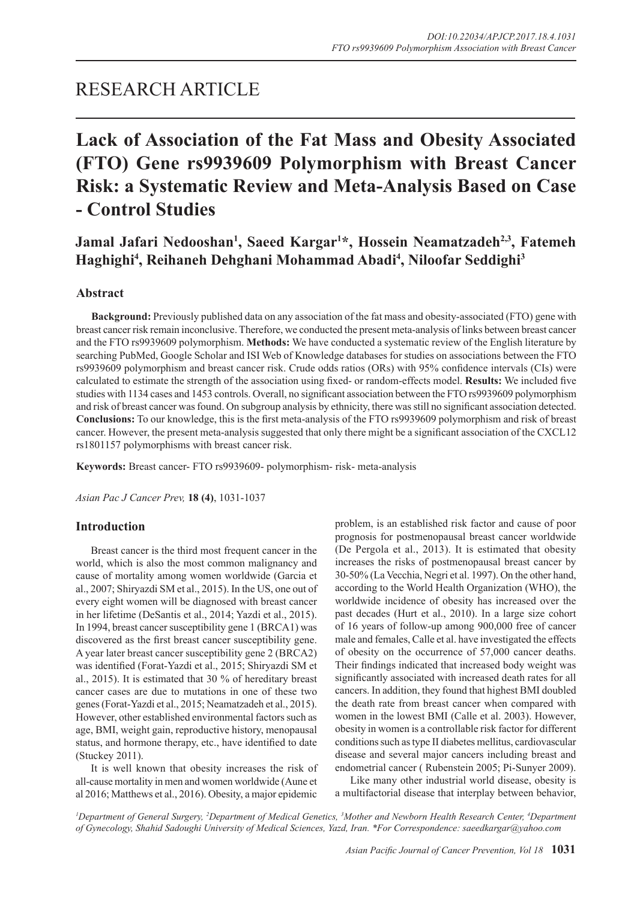RESEARCH ARTICLE

# Lack of Association of the Fat Mass and Obesity Associated (FTO) Gene rs9939609 Polymorphism with Breast Cancer Risk: a Systematic Review and Meta-Analysis Based on Case - Control Studies

**Jamal Jafari Nedooshan[1], Saeed Kargar[1]*, Hossein Neamatzadeh[2,3], Fatemeh Haghighi[4], Reihaneh Dehghani Mohammad Abadi[4], Niloofar Seddighi[3]**

## Abstract

**Background:** Previously published data on any association of the fat mass and obesity-associated (FTO) gene with breast cancer risk remain inconclusive. Therefore, we conducted the present meta-analysis of links between breast cancer and the FTO rs9939609 polymorphism. **Methods:** We have conducted a systematic review of the English literature by searching PubMed, Google Scholar and ISI Web of Knowledge databases for studies on associations between the FTO rs9939609 polymorphism and breast cancer risk. Crude odds ratios (ORs) with 95% confidence intervals (CIs) were calculated to estimate the strength of the association using fixed- or random-effects model. **Results:** We included five studies with 1134 cases and 1453 controls. Overall, no significant association between the FTO rs9939609 polymorphism and risk of breast cancer was found. On subgroup analysis by ethnicity, there was still no significant association detected. **Conclusions:** To our knowledge, this is the first meta-analysis of the FTO rs9939609 polymorphism and risk of breast cancer. However, the present meta-analysis suggested that only there might be a significant association of the CXCL12 rs1801157 polymorphisms with breast cancer risk.

**Keywords:** Breast cancer- FTO rs9939609- polymorphism- risk- meta-analysis

*Asian Pac J Cancer Prev,* **18 (4)**, 1031-1037

## Introduction

Breast cancer is the third most frequent cancer in the world, which is also the most common malignancy and cause of mortality among women worldwide (Garcia et al., 2007; Shiryazdi SM et al., 2015). In the US, one out of every eight women will be diagnosed with breast cancer in her lifetime (DeSantis et al., 2014; Yazdi et al., 2015). In 1994, breast cancer susceptibility gene 1 (BRCA1) was discovered as the first breast cancer susceptibility gene. A year later breast cancer susceptibility gene 2 (BRCA2) was identified (Forat-Yazdi et al., 2015; Shiryazdi SM et al., 2015). It is estimated that 30 % of hereditary breast cancer cases are due to mutations in one of these two genes (Forat-Yazdi et al., 2015; Neamatzadeh et al., 2015). However, other established environmental factors such as age, BMI, weight gain, reproductive history, menopausal status, and hormone therapy, etc., have identified to date (Stuckey 2011).

It is well known that obesity increases the risk of all-cause mortality in men and women worldwide (Aune et al 2016; Matthews et al., 2016). Obesity, a major epidemic problem, is an established risk factor and cause of poor prognosis for postmenopausal breast cancer worldwide (De Pergola et al., 2013). It is estimated that obesity increases the risks of postmenopausal breast cancer by 30-50% (La Vecchia, Negri et al. 1997). On the other hand, according to the World Health Organization (WHO), the worldwide incidence of obesity has increased over the past decades (Hurt et al., 2010). In a large size cohort of 16 years of follow-up among 900,000 free of cancer male and females, Calle et al. have investigated the effects of obesity on the occurrence of 57,000 cancer deaths. Their findings indicated that increased body weight was significantly associated with increased death rates for all cancers. In addition, they found that highest BMI doubled the death rate from breast cancer when compared with women in the lowest BMI (Calle et al. 2003). However, obesity in women is a controllable risk factor for different conditions such as type II diabetes mellitus, cardiovascular disease and several major cancers including breast and endometrial cancer ( Rubenstein 2005; Pi-Sunyer 2009).

Like many other industrial world disease, obesity is a multifactorial disease that interplay between behavior,

[1]Department of General Surgery, [2]Department of Medical Genetics, [3]Mother and Newborn Health Research Center, [4]Department of Gynecology, Shahid Sadoughi University of Medical Sciences, Yazd, Iran. *For Correspondence: saeedkargar@yahoo.com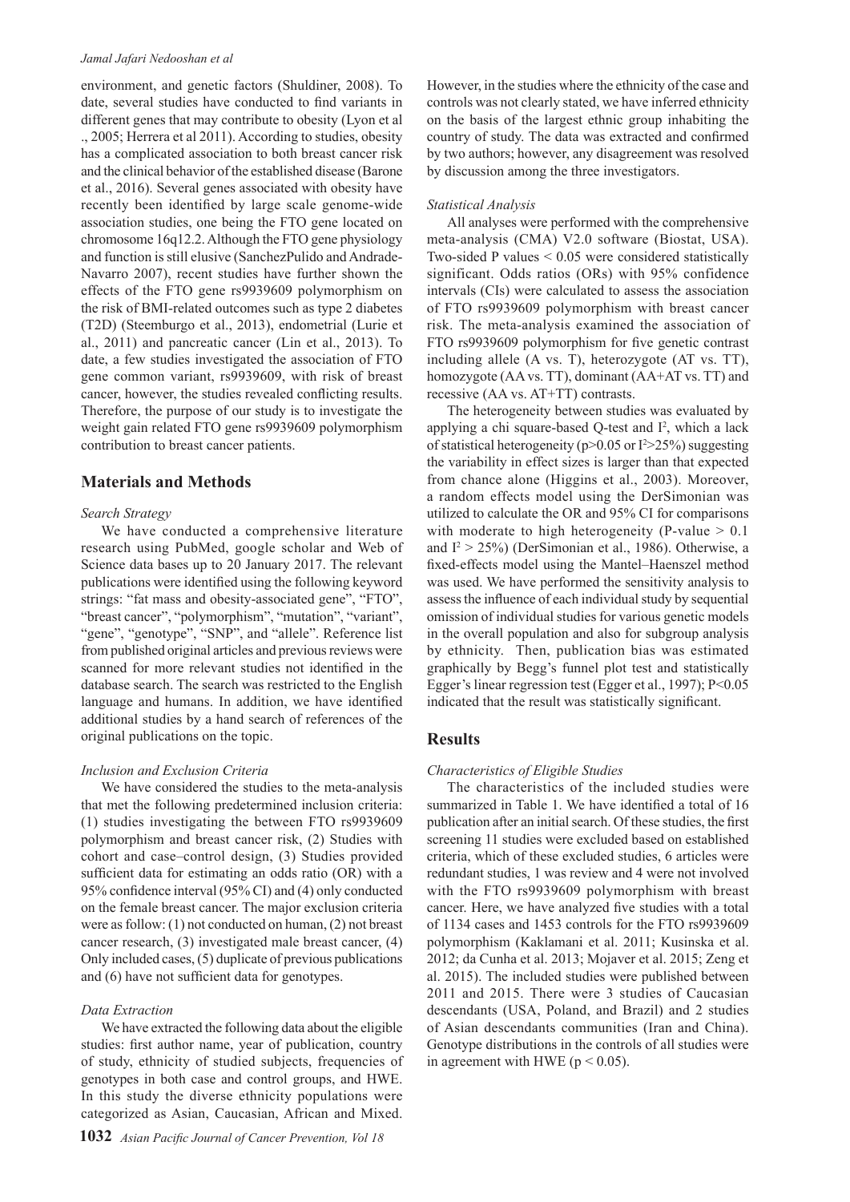environment, and genetic factors (Shuldiner, 2008). To date, several studies have conducted to find variants in different genes that may contribute to obesity (Lyon et al ., 2005; Herrera et al 2011). According to studies, obesity has a complicated association to both breast cancer risk and the clinical behavior of the established disease (Barone et al., 2016). Several genes associated with obesity have recently been identified by large scale genome-wide association studies, one being the FTO gene located on chromosome 16q12.2. Although the FTO gene physiology and function is still elusive (SanchezPulido and Andrade-Navarro 2007), recent studies have further shown the effects of the FTO gene rs9939609 polymorphism on the risk of BMI-related outcomes such as type 2 diabetes (T2D) (Steemburgo et al., 2013), endometrial (Lurie et al., 2011) and pancreatic cancer (Lin et al., 2013). To date, a few studies investigated the association of FTO gene common variant, rs9939609, with risk of breast cancer, however, the studies revealed conflicting results. Therefore, the purpose of our study is to investigate the weight gain related FTO gene rs9939609 polymorphism contribution to breast cancer patients.

## Materials and Methods

### *Search Strategy*

We have conducted a comprehensive literature research using PubMed, google scholar and Web of Science data bases up to 20 January 2017. The relevant publications were identified using the following keyword strings: "fat mass and obesity-associated gene", "FTO", "breast cancer", "polymorphism", "mutation", "variant", "gene", "genotype", "SNP", and "allele". Reference list from published original articles and previous reviews were scanned for more relevant studies not identified in the database search. The search was restricted to the English language and humans. In addition, we have identified additional studies by a hand search of references of the original publications on the topic.

### *Inclusion and Exclusion Criteria*

We have considered the studies to the meta-analysis that met the following predetermined inclusion criteria: (1) studies investigating the between FTO rs9939609 polymorphism and breast cancer risk, (2) Studies with cohort and case–control design, (3) Studies provided sufficient data for estimating an odds ratio (OR) with a 95% confidence interval (95% CI) and (4) only conducted on the female breast cancer. The major exclusion criteria were as follow: (1) not conducted on human, (2) not breast cancer research, (3) investigated male breast cancer, (4) Only included cases, (5) duplicate of previous publications and (6) have not sufficient data for genotypes.

### *Data Extraction*

We have extracted the following data about the eligible studies: first author name, year of publication, country of study, ethnicity of studied subjects, frequencies of genotypes in both case and control groups, and HWE. In this study the diverse ethnicity populations were categorized as Asian, Caucasian, African and Mixed. However, in the studies where the ethnicity of the case and controls was not clearly stated, we have inferred ethnicity on the basis of the largest ethnic group inhabiting the country of study. The data was extracted and confirmed by two authors; however, any disagreement was resolved by discussion among the three investigators.

### *Statistical Analysis*

All analyses were performed with the comprehensive meta-analysis (CMA) V2.0 software (Biostat, USA). Two-sided P values $< 0.05$ were considered statistically significant. Odds ratios (ORs) with 95% confidence intervals (CIs) were calculated to assess the association of FTO rs9939609 polymorphism with breast cancer risk. The meta-analysis examined the association of FTO rs9939609 polymorphism for five genetic contrast including allele (A vs. T), heterozygote (AT vs. TT), homozygote (AA vs. TT), dominant (AA+AT vs. TT) and recessive (AA vs. AT+TT) contrasts.

The heterogeneity between studies was evaluated by applying a chi square-based Q-test and $I^2$, which a lack of statistical heterogeneity ($p>0.05$ or $I^2>25\%$) suggesting the variability in effect sizes is larger than that expected from chance alone (Higgins et al., 2003). Moreover, a random effects model using the DerSimonian was utilized to calculate the OR and 95% CI for comparisons with moderate to high heterogeneity (P-value $> 0.1$ and $I^2 > 25\%$) (DerSimonian et al., 1986). Otherwise, a fixed-effects model using the Mantel–Haenszel method was used. We have performed the sensitivity analysis to assess the influence of each individual study by sequential omission of individual studies for various genetic models in the overall population and also for subgroup analysis by ethnicity. Then, publication bias was estimated graphically by Begg's funnel plot test and statistically Egger's linear regression test (Egger et al., 1997); $P<0.05$ indicated that the result was statistically significant.

## Results

### *Characteristics of Eligible Studies*

The characteristics of the included studies were summarized in Table 1. We have identified a total of 16 publication after an initial search. Of these studies, the first screening 11 studies were excluded based on established criteria, which of these excluded studies, 6 articles were redundant studies, 1 was review and 4 were not involved with the FTO rs9939609 polymorphism with breast cancer. Here, we have analyzed five studies with a total of 1134 cases and 1453 controls for the FTO rs9939609 polymorphism (Kaklamani et al. 2011; Kusinska et al. 2012; da Cunha et al. 2013; Mojaver et al. 2015; Zeng et al. 2015). The included studies were published between 2011 and 2015. There were 3 studies of Caucasian descendants (USA, Poland, and Brazil) and 2 studies of Asian descendants communities (Iran and China). Genotype distributions in the controls of all studies were in agreement with HWE ($p < 0.05$).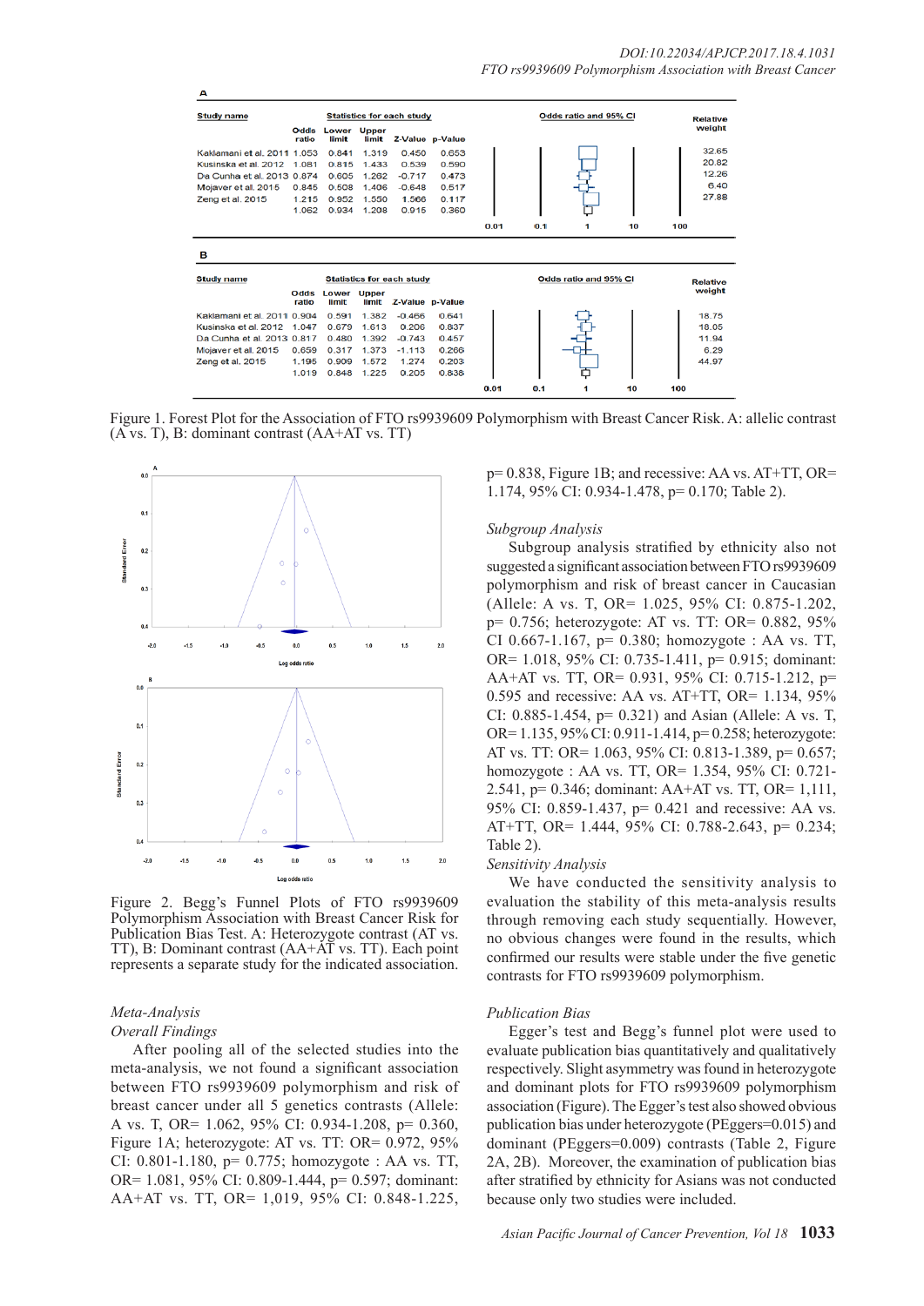**A**

| Study name | Odds ratio | Lower limit | Upper limit | Z-Value | p-Value | Relative weight |
|---|---|---|---|---|---|---|
| Kaklamani et al. 2011 | 1.053 | 0.841 | 1.319 | 0.450 | 0.653 | 32.65 |
| Kusinska et al. 2012 | 1.081 | 0.815 | 1.433 | 0.539 | 0.590 | 20.82 |
| Da Cunha et al. 2013 | 0.874 | 0.605 | 1.262 | -0.717 | 0.473 | 12.26 |
| Mojaver et all. 2015 | 0.845 | 0.508 | 1.406 | -0.648 | 0.517 | 6.40 |
| Zeng et al. 2015 | 1.215 | 0.952 | 1.550 | 1.566 | 0.117 | 27.88 |
| | 1.062 | 0.934 | 1.208 | 0.915 | 0.360 | |

**B**

| Study name | Odds ratio | Lower limit | Upper limit | Z-Value | p-Value | Relative weight |
|---|---|---|---|---|---|---|
| Kaklamani et al. 2011 | 0.904 | 0.591 | 1.382 | -0.466 | 0.641 | 18.75 |
| Kusinska et al. 2012 | 1.047 | 0.679 | 1.613 | 0.206 | 0.837 | 18.05 |
| Da Cunha et al. 2013 | 0.817 | 0.480 | 1.392 | -0.743 | 0.457 | 11.94 |
| Mojaver et al. 2015 | 0.659 | 0.317 | 1.373 | -1.113 | 0.266 | 6.29 |
| Zeng et al. 2015 | 1.195 | 0.909 | 1.572 | 1.274 | 0.203 | 44.97 |
| | 1.019 | 0.848 | 1.225 | 0.205 | 0.838 | |

Figure 1. Forest Plot for the Association of FTO rs9939609 Polymorphism with Breast Cancer Risk. A: allelic contrast (A vs. T), B: dominant contrast (AA+AT vs. TT)

Figure 2. Begg's Funnel Plots of FTO rs9939609 Polymorphism Association with Breast Cancer Risk for Publication Bias Test. A: Heterozygote contrast (AT vs. TT), B: Dominant contrast (AA+AT vs. TT). Each point represents a separate study for the indicated association.

### *Meta-Analysis*

#### *Overall Findings*

After pooling all of the selected studies into the meta-analysis, we not found a significant association between FTO rs9939609 polymorphism and risk of breast cancer under all 5 genetics contrasts (Allele: A vs. T, OR= 1.062, 95% CI: 0.934-1.208, p= 0.360, Figure 1A; heterozygote: AT vs. TT: OR= 0.972, 95% CI: 0.801-1.180, p= 0.775; homozygote : AA vs. TT, OR= 1.081, 95% CI: 0.809-1.444, p= 0.597; dominant: AA+AT vs. TT, OR= 1,019, 95% CI: 0.848-1.225, p= 0.838, Figure 1B; and recessive: AA vs. AT+TT, OR= 1.174, 95% CI: 0.934-1.478, p= 0.170; Table 2).

#### *Subgroup Analysis*

Subgroup analysis stratified by ethnicity also not suggested a significant association between FTO rs9939609 polymorphism and risk of breast cancer in Caucasian (Allele: A vs. T, OR= 1.025, 95% CI: 0.875-1.202, p= 0.756; heterozygote: AT vs. TT: OR= 0.882, 95% CI 0.667-1.167, p= 0.380; homozygote : AA vs. TT, OR= 1.018, 95% CI: 0.735-1.411, p= 0.915; dominant: AA+AT vs. TT, OR= 0.931, 95% CI: 0.715-1.212, p= 0.595 and recessive: AA vs. AT+TT, OR= 1.134, 95% CI: 0.885-1.454, p= 0.321) and Asian (Allele: A vs. T, OR= 1.135, 95% CI: 0.911-1.414, p= 0.258; heterozygote: AT vs. TT: OR= 1.063, 95% CI: 0.813-1.389, p= 0.657; homozygote : AA vs. TT, OR= 1.354, 95% CI: 0.721-2.541, p= 0.346; dominant: AA+AT vs. TT, OR= 1,111, 95% CI: 0.859-1.437, p= 0.421 and recessive: AA vs. AT+TT, OR= 1.444, 95% CI: 0.788-2.643, p= 0.234; Table 2).

#### *Sensitivity Analysis*

We have conducted the sensitivity analysis to evaluation the stability of this meta-analysis results through removing each study sequentially. However, no obvious changes were found in the results, which confirmed our results were stable under the five genetic contrasts for FTO rs9939609 polymorphism.

#### *Publication Bias*

Egger's test and Begg's funnel plot were used to evaluate publication bias quantitatively and qualitatively respectively. Slight asymmetry was found in heterozygote and dominant plots for FTO rs9939609 polymorphism association (Figure). The Egger's test also showed obvious publication bias under heterozygote (PEggers=0.015) and dominant (PEggers=0.009) contrasts (Table 2, Figure 2A, 2B). Moreover, the examination of publication bias after stratified by ethnicity for Asians was not conducted because only two studies were included.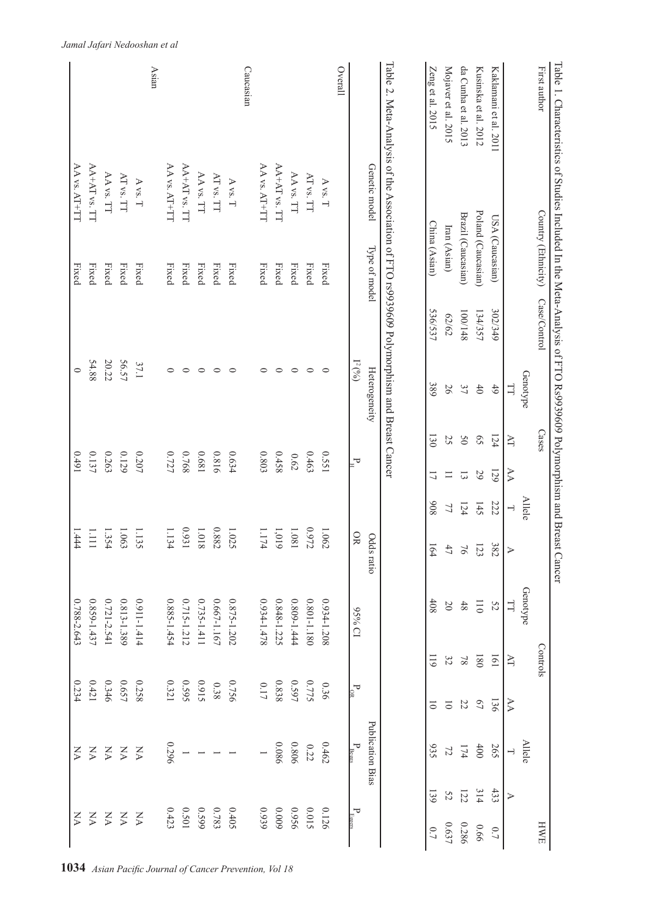Table 1. Characteristics of Studies Included In the Meta-Analysis of FTO Rs9939609 Polymorphism and Breast Cancer

| First author | Country (Ethnicity) | Case/Control | Cases | | | | | Controls | | | | | HWE |
|---|---|---|---|---|---|---|---|---|---|---|---|---|---|
| | | | Genotype | | | Allele | | Genotype | | | Allele | | |
| | | | TT | AT | AA | T | A | TT | AT | AA | T | A | |
| Kaklamani et al. 2011 | USA (Caucasian) | 302/349 | 49 | 124 | 129 | 222 | 382 | 52 | 161 | 136 | 265 | 433 | 0.7 |
| Kusinska et al. 2012 | Poland (Caucasian) | 134/357 | 40 | 65 | 29 | 145 | 123 | 110 | 180 | 67 | 400 | 314 | 0.66 |
| da Cunha et al. 2013 | Brazil (Caucasian) | 100/148 | 37 | 50 | 13 | 124 | 76 | 48 | 78 | 22 | 174 | 122 | 0.286 |
| Mojaver et al. 2015 | Iran (Asian) | 62/62 | 26 | 25 | 11 | 77 | 47 | 20 | 32 | 10 | 72 | 52 | 0.637 |
| Zeng et al. 2015 | China (Asian) | 536/537 | 389 | 130 | 17 | 908 | 164 | 408 | 119 | 10 | 935 | 139 | 0.7 |

Table 2. Meta-Analysis of the Association of FTO rs9939609 Polymorphism and Breast Cancer

| | Genetic model | Type of model | Heterogeneity | | Odds ratio | | | Publication Bias | |
|---|---|---|---|---|---|---|---|---|---|
| | | | $I^2$ (%) | $P_H$ | OR | 95% CI | $P_{OR}$ | $P_{Beggs}$ | $P_{Eggers}$ |
| Overall | | | | | | | | | |
| | A vs. T | Fixed | 0 | 0.551 | 1.062 | 0.934-1.208 | 0.36 | 0.462 | 0.126 |
| | AT vs. TT | Fixed | 0 | 0.463 | 0.972 | 0.801-1.180 | 0.775 | 0.22 | 0.015 |
| | AA vs. TT | Fixed | 0 | 0.62 | 1.081 | 0.809-1.444 | 0.597 | 0.806 | 0.956 |
| | AA+AT vs. TT | Fixed | 0 | 0.458 | 1.019 | 0.848-1.225 | 0.838 | 0.086 | 0.009 |
| | AA vs. AT+TT | Fixed | 0 | 0.803 | 1.174 | 0.934-1.478 | 0.17 | 1 | 0.939 |
| Caucasian | | | | | | | | | |
| | A vs. T | Fixed | 0 | 0.634 | 1.025 | 0.875-1.202 | 0.756 | 1 | 0.405 |
| | AT vs. TT | Fixed | 0 | 0.816 | 0.882 | 0.667-1.167 | 0.38 | 1 | 0.783 |
| | AA vs. TT | Fixed | 0 | 0.681 | 1.018 | 0.735-1.411 | 0.915 | 1 | 0.599 |
| | AA+AT vs. TT | Fixed | 0 | 0.768 | 0.931 | 0.715-1.212 | 0.595 | 1 | 0.501 |
| | AA vs. AT+TT | Fixed | 0 | 0.727 | 1.134 | 0.885-1.454 | 0.321 | 0.296 | 0.423 |
| Asian | | | | | | | | | |
| | A vs. T | Fixed | 37.1 | 0.207 | 1.135 | 0.911-1.414 | 0.258 | NA | NA |
| | AT vs. TT | Fixed | 56.57 | 0.129 | 1.063 | 0.813-1.389 | 0.657 | NA | NA |
| | AA vs. TT | Fixed | 20.22 | 0.263 | 1.354 | 0.721-2.541 | 0.346 | NA | NA |
| | AA+AT vs. TT | Fixed | 54.88 | 0.137 | 1.111 | 0.859-1.437 | 0.421 | NA | NA |
| | AA vs. AT+TT | Fixed | 0 | 0.491 | 1.444 | 0.788-2.643 | 0.234 | NA | NA |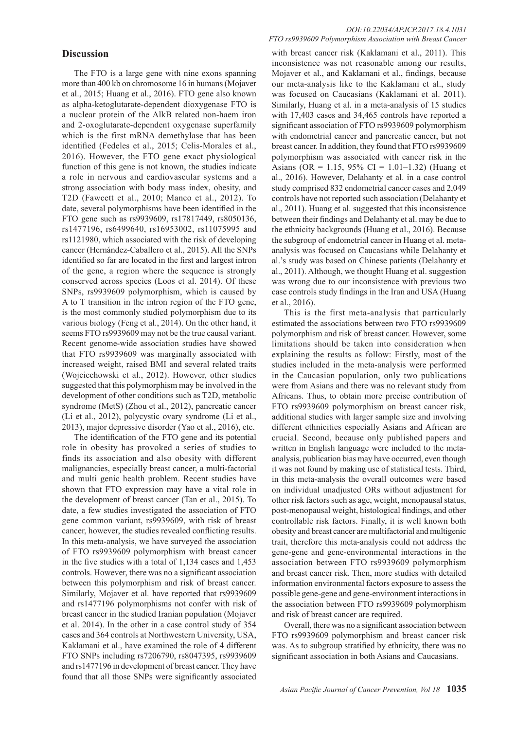## Discussion

The FTO is a large gene with nine exons spanning more than 400 kb on chromosome 16 in humans (Mojaver et al., 2015; Huang et al., 2016). FTO gene also known as alpha-ketoglutarate-dependent dioxygenase FTO is a nuclear protein of the AlkB related non-haem iron and 2-oxoglutarate-dependent oxygenase superfamily which is the first mRNA demethylase that has been identified (Fedeles et al., 2015; Celis-Morales et al., 2016). However, the FTO gene exact physiological function of this gene is not known, the studies indicate a role in nervous and cardiovascular systems and a strong association with body mass index, obesity, and T2D (Fawcett et al., 2010; Manco et al., 2012). To date, several polymorphisms have been identified in the FTO gene such as rs9939609, rs17817449, rs8050136, rs1477196, rs6499640, rs16953002, rs11075995 and rs1121980, which associated with the risk of developing cancer (Hernández-Caballero et al., 2015). All the SNPs identified so far are located in the first and largest intron of the gene, a region where the sequence is strongly conserved across species (Loos et al. 2014). Of these SNPs, rs9939609 polymorphism, which is caused by A to T transition in the intron region of the FTO gene, is the most commonly studied polymorphism due to its various biology (Feng et al., 2014). On the other hand, it seems FTO rs9939609 may not be the true causal variant. Recent genome-wide association studies have showed that FTO rs9939609 was marginally associated with increased weight, raised BMI and several related traits (Wojciechowski et al., 2012). However, other studies suggested that this polymorphism may be involved in the development of other conditions such as T2D, metabolic syndrome (MetS) (Zhou et al., 2012), pancreatic cancer (Li et al., 2012), polycystic ovary syndrome (Li et al., 2013), major depressive disorder (Yao et al., 2016), etc.

The identification of the FTO gene and its potential role in obesity has provoked a series of studies to finds its association and also obesity with different malignancies, especially breast cancer, a multi-factorial and multi genic health problem. Recent studies have shown that FTO expression may have a vital role in the development of breast cancer (Tan et al., 2015). To date, a few studies investigated the association of FTO gene common variant, rs9939609, with risk of breast cancer, however, the studies revealed conflicting results. In this meta-analysis, we have surveyed the association of FTO rs9939609 polymorphism with breast cancer in the five studies with a total of 1,134 cases and 1,453 controls. However, there was no a significant association between this polymorphism and risk of breast cancer. Similarly, Mojaver et al. have reported that rs9939609 and rs1477196 polymorphisms not confer with risk of breast cancer in the studied Iranian population (Mojaver et al. 2014). In the other in a case control study of 354 cases and 364 controls at Northwestern University, USA, Kaklamani et al., have examined the role of 4 different FTO SNPs including rs7206790, rs8047395, rs9939609 and rs1477196 in development of breast cancer. They have found that all those SNPs were significantly associated with breast cancer risk (Kaklamani et al., 2011). This inconsistence was not reasonable among our results, Mojaver et al., and Kaklamani et al., findings, because our meta-analysis like to the Kaklamani et al., study was focused on Caucasians (Kaklamani et al. 2011). Similarly, Huang et al. in a meta-analysis of 15 studies with 17,403 cases and 34,465 controls have reported a significant association of FTO rs9939609 polymorphism with endometrial cancer and pancreatic cancer, but not breast cancer. In addition, they found that FTO rs9939609 polymorphism was associated with cancer risk in the Asians (OR = 1.15, 95% CI = 1.01–1.32) (Huang et al., 2016). However, Delahanty et al. in a case control study comprised 832 endometrial cancer cases and 2,049 controls have not reported such association (Delahanty et al., 2011). Huang et al. suggested that this inconsistence between their findings and Delahanty et al. may be due to the ethnicity backgrounds (Huang et al., 2016). Because the subgroup of endometrial cancer in Huang et al. meta-analysis was focused on Caucasians while Delahanty et al.'s study was based on Chinese patients (Delahanty et al., 2011). Although, we thought Huang et al. suggestion was wrong due to our inconsistence with previous two case controls study findings in the Iran and USA (Huang et al., 2016).

This is the first meta-analysis that particularly estimated the associations between two FTO rs9939609 polymorphism and risk of breast cancer. However, some limitations should be taken into consideration when explaining the results as follow: Firstly, most of the studies included in the meta-analysis were performed in the Caucasian population, only two publications were from Asians and there was no relevant study from Africans. Thus, to obtain more precise contribution of FTO rs9939609 polymorphism on breast cancer risk, additional studies with larger sample size and involving different ethnicities especially Asians and African are crucial. Second, because only published papers and written in English language were included to the meta-analysis, publication bias may have occurred, even though it was not found by making use of statistical tests. Third, in this meta-analysis the overall outcomes were based on individual unadjusted ORs without adjustment for other risk factors such as age, weight, menopausal status, post-menopausal weight, histological findings, and other controllable risk factors. Finally, it is well known both obesity and breast cancer are multifactorial and multigenic trait, therefore this meta-analysis could not address the gene-gene and gene-environmental interactions in the association between FTO rs9939609 polymorphism and breast cancer risk. Then, more studies with detailed information environmental factors exposure to assess the possible gene-gene and gene-environment interactions in the association between FTO rs9939609 polymorphism and risk of breast cancer are required.

Overall, there was no a significant association between FTO rs9939609 polymorphism and breast cancer risk was. As to subgroup stratified by ethnicity, there was no significant association in both Asians and Caucasians.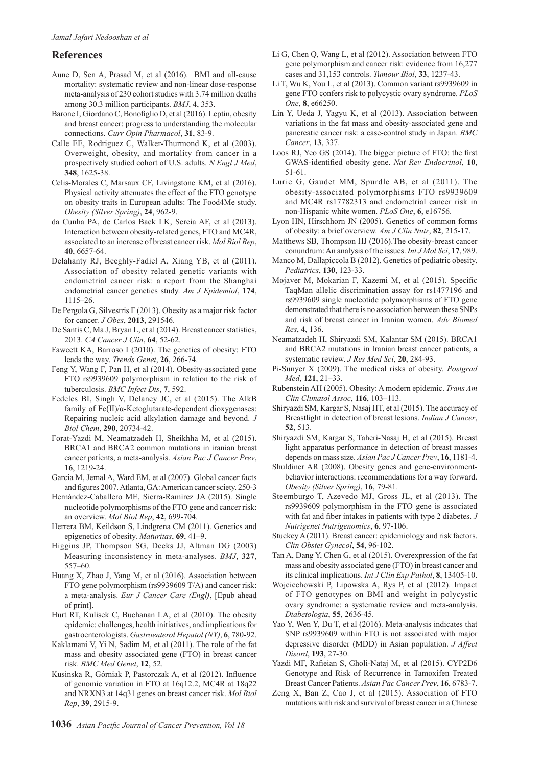## References

Aune D, Sen A, Prasad M, et al (2016). BMI and all-cause mortality: systematic review and non-linear dose-response meta-analysis of 230 cohort studies with 3.74 million deaths among 30.3 million participants. *BMJ*, **4**, 353.

Barone I, Giordano C, Bonofiglio D, et al (2016). Leptin, obesity and breast cancer: progress to understanding the molecular connections. *Curr Opin Pharmacol*, **31**, 83-9.

Calle EE, Rodriguez C, Walker-Thurmond K, et al (2003). Overweight, obesity, and mortality from cancer in a prospectively studied cohort of U.S. adults. *N Engl J Med*, **348**, 1625-38.

Celis-Morales C, Marsaux CF, Livingstone KM, et al (2016). Physical activity attenuates the effect of the FTO genotype on obesity traits in European adults: The Food4Me study. *Obesity (Silver Spring)*, **24**, 962-9.

da Cunha PA, de Carlos Back LK, Sereia AF, et al (2013). Interaction between obesity-related genes, FTO and MC4R, associated to an increase of breast cancer risk. *Mol Biol Rep*, **40**, 6657-64.

Delahanty RJ, Beeghly-Fadiel A, Xiang YB, et al (2011). Association of obesity related genetic variants with endometrial cancer risk: a report from the Shanghai endometrial cancer genetics study. *Am J Epidemiol*, **174**, 1115–26.

De Pergola G, Silvestris F (2013). Obesity as a major risk factor for cancer. *J Obes*, **2013**, 291546.

De Santis C, Ma J, Bryan L, et al (2014). Breast cancer statistics, 2013. *CA Cancer J Clin*, **64**, 52-62.

Fawcett KA, Barroso I (2010). The genetics of obesity: FTO leads the way. *Trends Genet*, **26**, 266-74.

Feng Y, Wang F, Pan H, et al (2014). Obesity-associated gene FTO rs9939609 polymorphism in relation to the risk of tuberculosis. *BMC Infect Dis*, **7**, 592.

Fedeles BI, Singh V, Delaney JC, et al (2015). The AlkB family of Fe(II)/α-Ketoglutarate-dependent dioxygenases: Repairing nucleic acid alkylation damage and beyond. *J Biol Chem*, **290**, 20734-42.

Forat-Yazdi M, Neamatzadeh H, Sheikhha M, et al (2015). BRCA1 and BRCA2 common mutations in iranian breast cancer patients, a meta-analysis. *Asian Pac J Cancer Prev*, **16**, 1219-24.

Garcia M, Jemal A, Ward EM, et al (2007). Global cancer facts and figures 2007. Atlanta, GA: American cancer sciety. 250-3

Hernández-Caballero ME, Sierra-Ramírez JA (2015). Single nucleotide polymorphisms of the FTO gene and cancer risk: an overview. *Mol Biol Rep*, **42**, 699-704.

Herrera BM, Keildson S, Lindgrena CM (2011). Genetics and epigenetics of obesity. *Maturitas*, **69**, 41–9.

Higgins JP, Thompson SG, Deeks JJ, Altman DG (2003) Measuring inconsistency in meta-analyses. *BMJ*, **327**, 557–60.

Huang X, Zhao J, Yang M, et al (2016). Association between FTO gene polymorphism (rs9939609 T/A) and cancer risk: a meta-analysis. *Eur J Cancer Care (Engl)*, [Epub ahead of print].

Hurt RT, Kulisek C, Buchanan LA, et al (2010). The obesity epidemic: challenges, health initiatives, and implications for gastroenterologists. *Gastroenterol Hepatol (NY)*, **6**, 780-92.

Kaklamani V, Yi N, Sadim M, et al (2011). The role of the fat mass and obesity associated gene (FTO) in breast cancer risk. *BMC Med Genet*, **12**, 52.

Kusinska R, Górniak P, Pastorczak A, et al (2012). Influence of genomic variation in FTO at 16q12.2, MC4R at 18q22 and NRXN3 at 14q31 genes on breast cancer risk. *Mol Biol Rep*, **39**, 2915-9.

Li G, Chen Q, Wang L, et al (2012). Association between FTO gene polymorphism and cancer risk: evidence from 16,277 cases and 31,153 controls. *Tumour Biol*, **33**, 1237-43.

Li T, Wu K, You L, et al (2013). Common variant rs9939609 in gene FTO confers risk to polycystic ovary syndrome. *PLoS One*, **8**, e66250.

Lin Y, Ueda J, Yagyu K, et al (2013). Association between variations in the fat mass and obesity-associated gene and pancreatic cancer risk: a case-control study in Japan. *BMC Cancer*, **13**, 337.

Loos RJ, Yeo GS (2014). The bigger picture of FTO: the first GWAS-identified obesity gene. *Nat Rev Endocrinol*, **10**, 51-61.

Lurie G, Gaudet MM, Spurdle AB, et al (2011). The obesity-associated polymorphisms FTO rs9939609 and MC4R rs17782313 and endometrial cancer risk in non-Hispanic white women. *PLoS One*, **6**, e16756.

Lyon HN, Hirschhorn JN (2005). Genetics of common forms of obesity: a brief overview. *Am J Clin Nutr*, **82**, 215-17.

Matthews SB, Thompson HJ (2016).The obesity-breast cancer conundrum: An analysis of the issues. *Int J Mol Sci*, **17**, 989.

Manco M, Dallapiccola B (2012). Genetics of pediatric obesity. *Pediatrics*, **130**, 123-33.

Mojaver M, Mokarian F, Kazemi M, et al (2015). Specific TaqMan allelic discrimination assay for rs1477196 and rs9939609 single nucleotide polymorphisms of FTO gene demonstrated that there is no association between these SNPs and risk of breast cancer in Iranian women. *Adv Biomed Res*, **4**, 136.

Neamatzadeh H, Shiryazdi SM, Kalantar SM (2015). BRCA1 and BRCA2 mutations in Iranian breast cancer patients, a systematic review. *J Res Med Sci*, **20**, 284-93.

Pi-Sunyer X (2009). The medical risks of obesity. *Postgrad Med*, **121**, 21–33.

Rubenstein AH (2005). Obesity: A modern epidemic. *Trans Am Clin Climatol Assoc*, **116**, 103–113.

Shiryazdi SM, Kargar S, Nasaj HT, et al (2015). The accuracy of Breastlight in detection of breast lesions. *Indian J Cancer*, **52**, 513.

Shiryazdi SM, Kargar S, Taheri-Nasaj H, et al (2015). Breast light apparatus performance in detection of breast masses depends on mass size. *Asian Pac J Cancer Prev*, **16**, 1181-4.

Shuldiner AR (2008). Obesity genes and gene-environment-behavior interactions: recommendations for a way forward. *Obesity (Silver Spring)*, **16**, 79-81.

Steemburgo T, Azevedo MJ, Gross JL, et al (2013). The rs9939609 polymorphism in the FTO gene is associated with fat and fiber intakes in patients with type 2 diabetes. *J Nutrigenet Nutrigenomics*, **6**, 97-106.

Stuckey A (2011). Breast cancer: epidemiology and risk factors. *Clin Obstet Gynecol*, **54**, 96-102.

Tan A, Dang Y, Chen G, et al (2015). Overexpression of the fat mass and obesity associated gene (FTO) in breast cancer and its clinical implications. *Int J Clin Exp Pathol*, **8**, 13405-10.

Wojciechowski P, Lipowska A, Rys P, et al (2012). Impact of FTO genotypes on BMI and weight in polycystic ovary syndrome: a systematic review and meta-analysis. *Diabetologia*, **55**, 2636-45.

Yao Y, Wen Y, Du T, et al (2016). Meta-analysis indicates that SNP rs9939609 within FTO is not associated with major depressive disorder (MDD) in Asian population. *J Affect Disord*, **193**, 27-30.

Yazdi MF, Rafieian S, Gholi-Nataj M, et al (2015). CYP2D6 Genotype and Risk of Recurrence in Tamoxifen Treated Breast Cancer Patients. *Asian Pac Cancer Prev*, **16**, 6783-7.

Zeng X, Ban Z, Cao J, et al (2015). Association of FTO mutations with risk and survival of breast cancer in a Chinese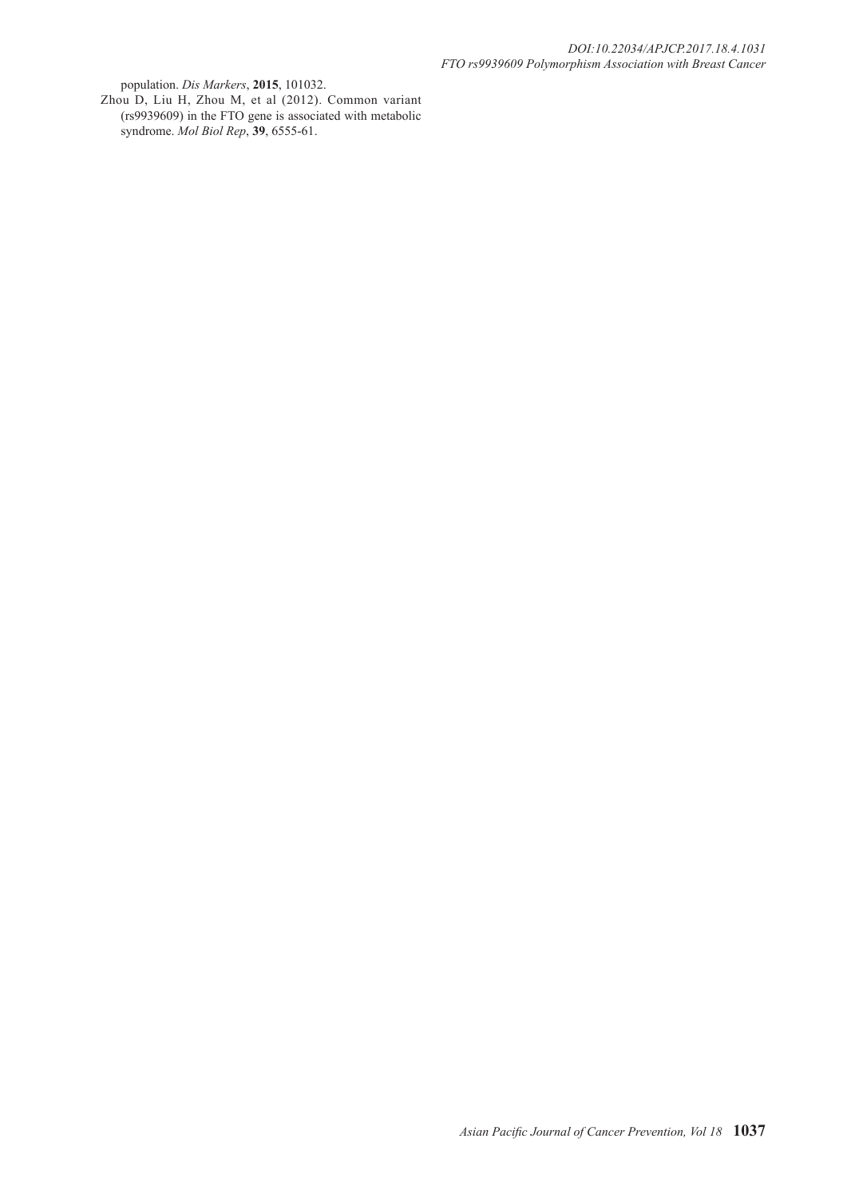population. *Dis Markers*, **2015**, 101032.

Zhou D, Liu H, Zhou M, et al (2012). Common variant (rs9939609) in the FTO gene is associated with metabolic syndrome. *Mol Biol Rep*, **39**, 6555-61.